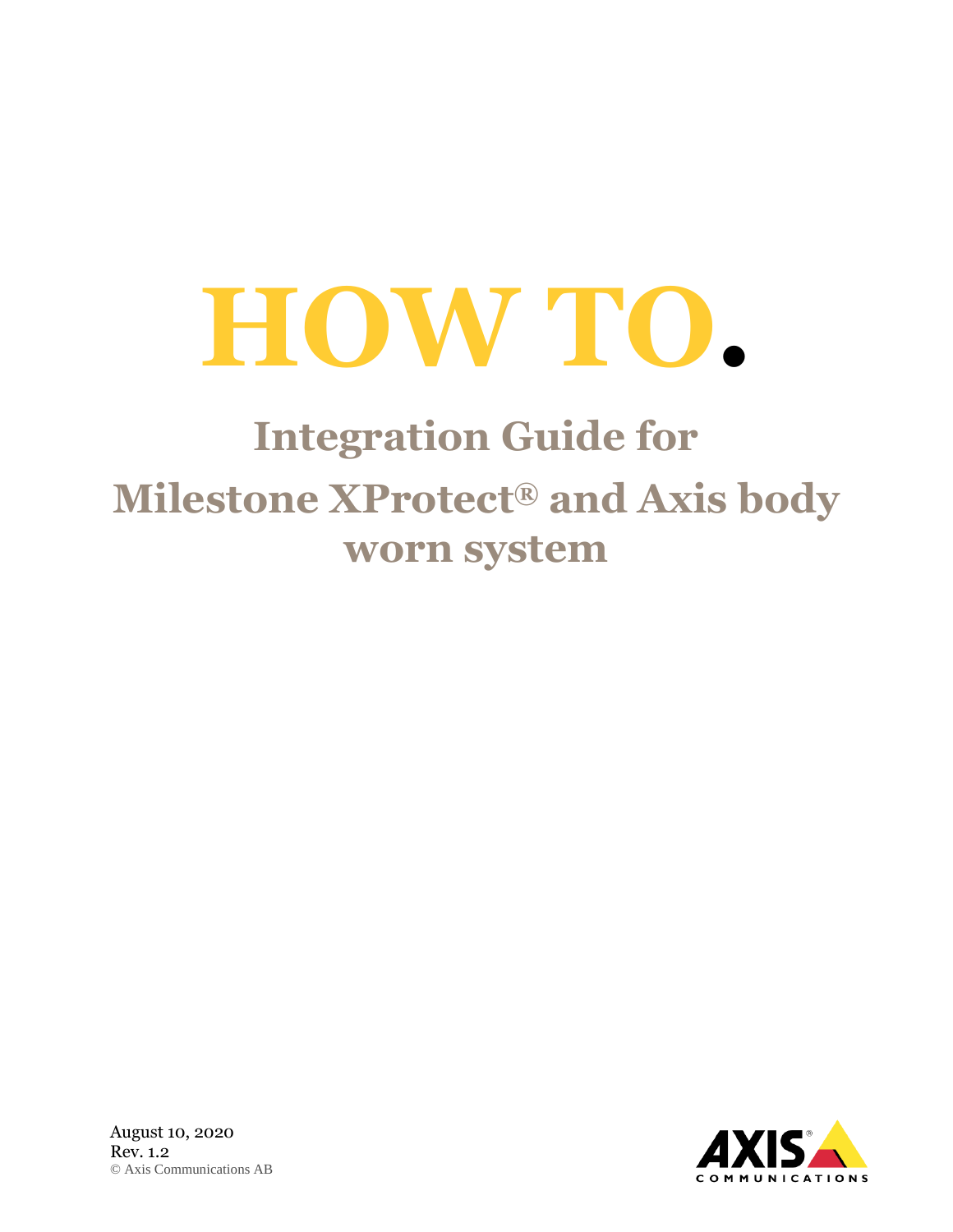# HOW TO.

## Integration Guide for Milestone XProtect® and Axis body worn system

August 10, 2020
Rev. 1.2
© Axis Communications AB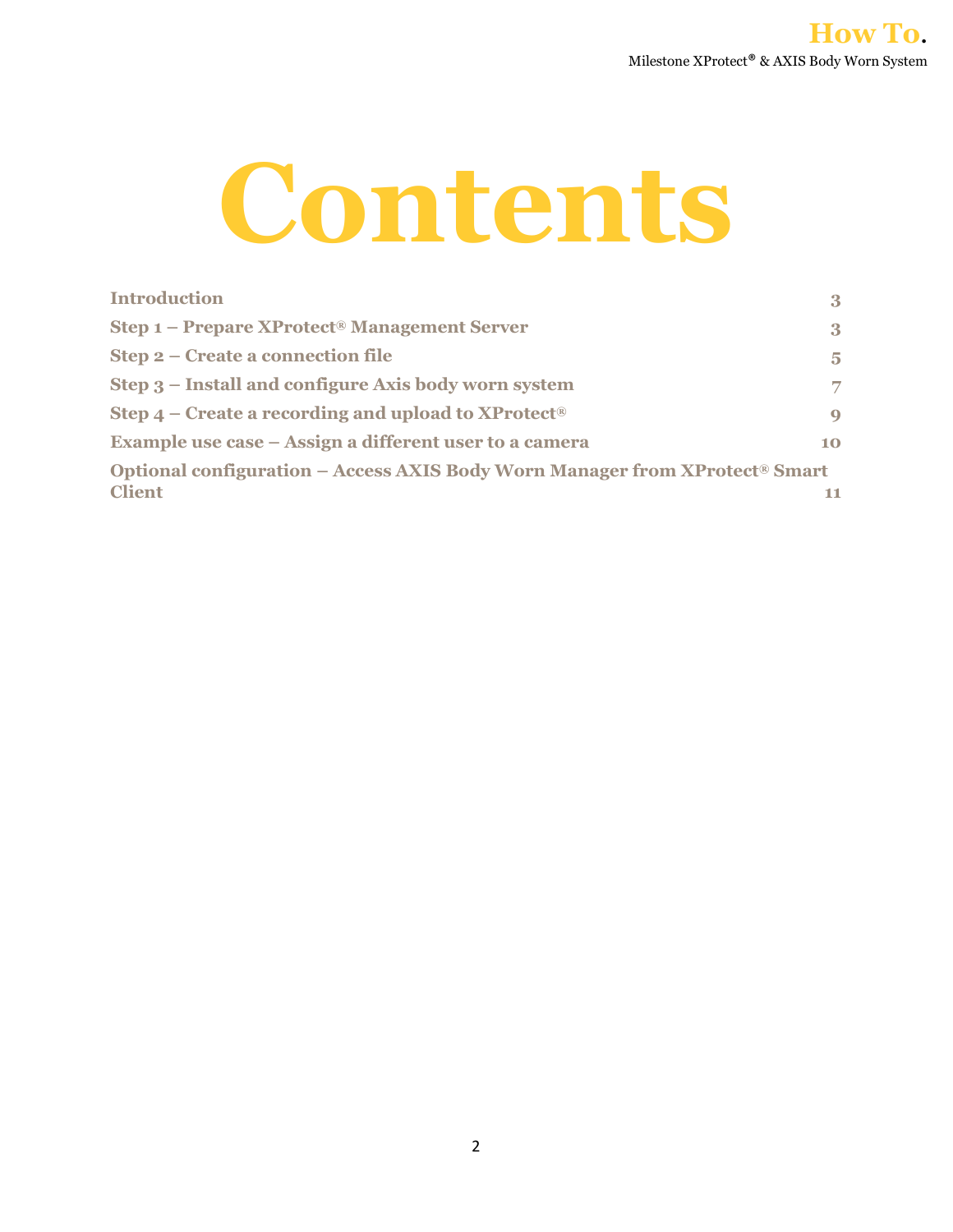# Contents

| | |
|---|---|
| **Introduction** | **3** |
| **Step 1 – Prepare XProtect® Management Server** | **3** |
| **Step 2 – Create a connection file** | **5** |
| **Step 3 – Install and configure Axis body worn system** | **7** |
| **Step 4 – Create a recording and upload to XProtect®** | **9** |
| **Example use case – Assign a different user to a camera** | **10** |
| **Optional configuration – Access AXIS Body Worn Manager from XProtect® Smart Client** | **11** |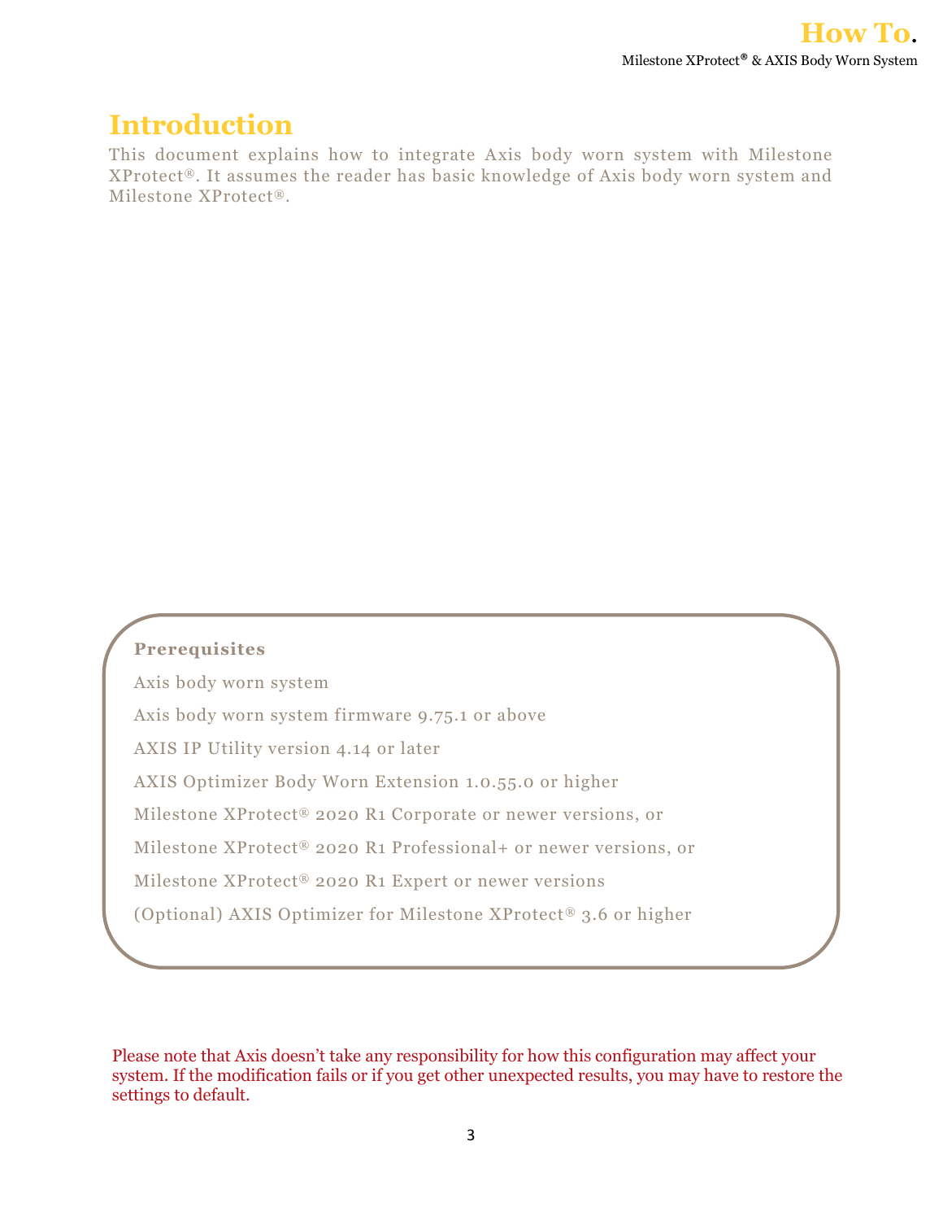# Introduction

This document explains how to integrate Axis body worn system with Milestone XProtect®. It assumes the reader has basic knowledge of Axis body worn system and Milestone XProtect®.

**Prerequisites**

Axis body worn system

Axis body worn system firmware 9.75.1 or above

AXIS IP Utility version 4.14 or later

AXIS Optimizer Body Worn Extension 1.0.55.0 or higher

Milestone XProtect® 2020 R1 Corporate or newer versions, or

Milestone XProtect® 2020 R1 Professional+ or newer versions, or

Milestone XProtect® 2020 R1 Expert or newer versions

(Optional) AXIS Optimizer for Milestone XProtect® 3.6 or higher

Please note that Axis doesn't take any responsibility for how this configuration may affect your system. If the modification fails or if you get other unexpected results, you may have to restore the settings to default.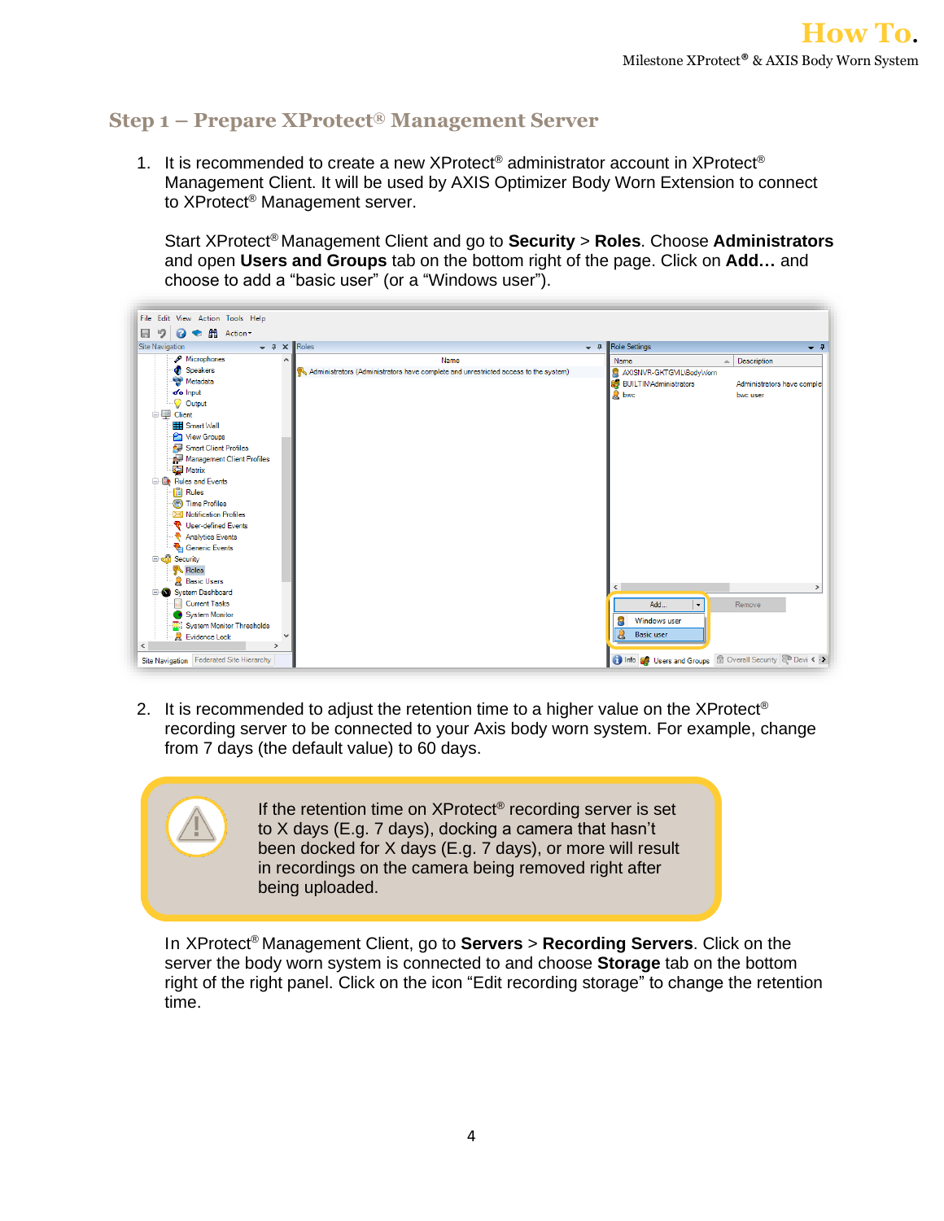## Step 1 – Prepare XProtect® Management Server

1. It is recommended to create a new XProtect® administrator account in XProtect® Management Client. It will be used by AXIS Optimizer Body Worn Extension to connect to XProtect® Management server.

   Start XProtect® Management Client and go to **Security** > **Roles**. Choose **Administrators** and open **Users and Groups** tab on the bottom right of the page. Click on **Add…** and choose to add a "basic user" (or a "Windows user").

2. It is recommended to adjust the retention time to a higher value on the XProtect® recording server to be connected to your Axis body worn system. For example, change from 7 days (the default value) to 60 days.

   > If the retention time on XProtect® recording server is set to X days (E.g. 7 days), docking a camera that hasn't been docked for X days (E.g. 7 days), or more will result in recordings on the camera being removed right after being uploaded.

   In XProtect® Management Client, go to **Servers** > **Recording Servers**. Click on the server the body worn system is connected to and choose **Storage** tab on the bottom right of the right panel. Click on the icon "Edit recording storage" to change the retention time.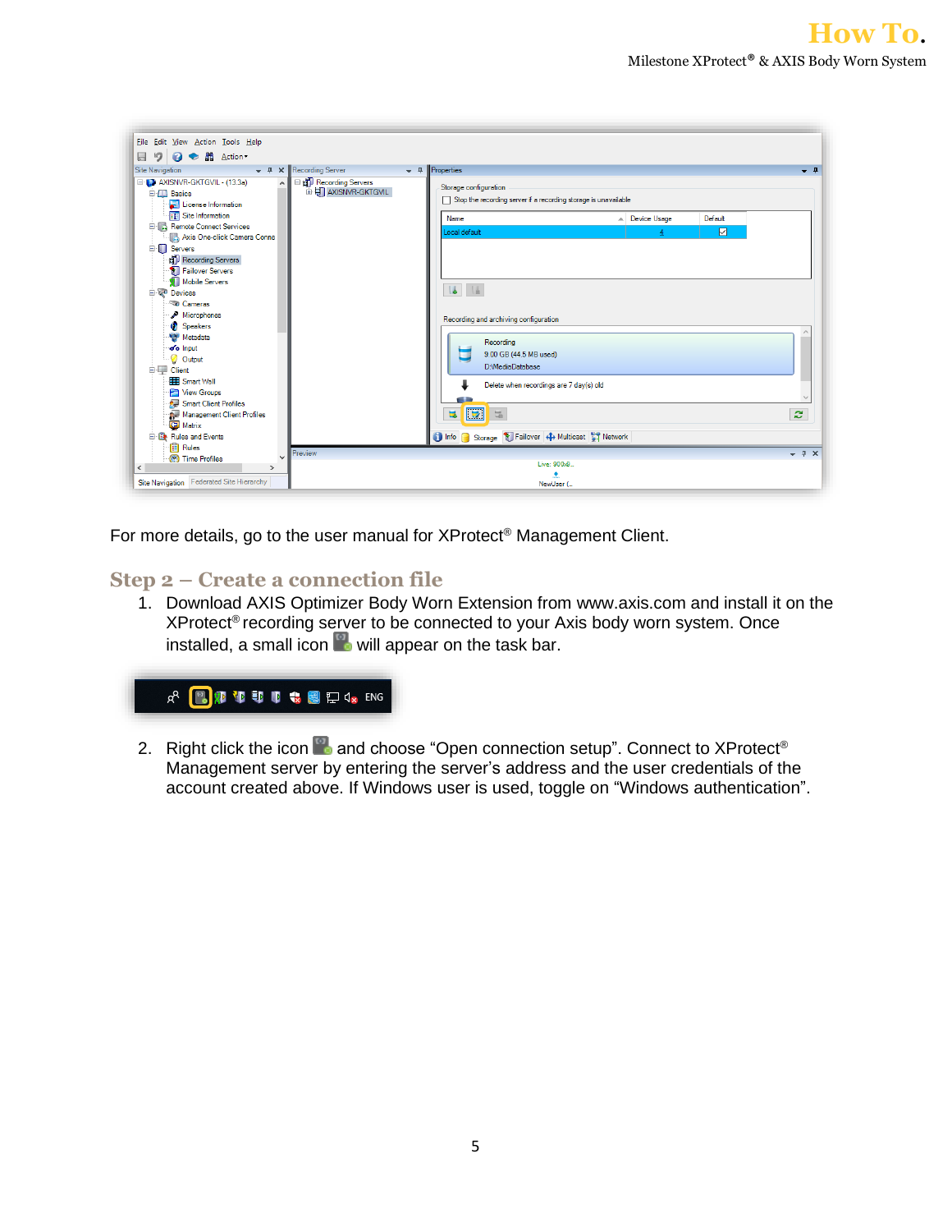For more details, go to the user manual for XProtect® Management Client.

## Step 2 – Create a connection file

1. Download AXIS Optimizer Body Worn Extension from www.axis.com and install it on the XProtect® recording server to be connected to your Axis body worn system. Once installed, a small icon will appear on the task bar.

2. Right click the icon and choose "Open connection setup". Connect to XProtect® Management server by entering the server's address and the user credentials of the account created above. If Windows user is used, toggle on "Windows authentication".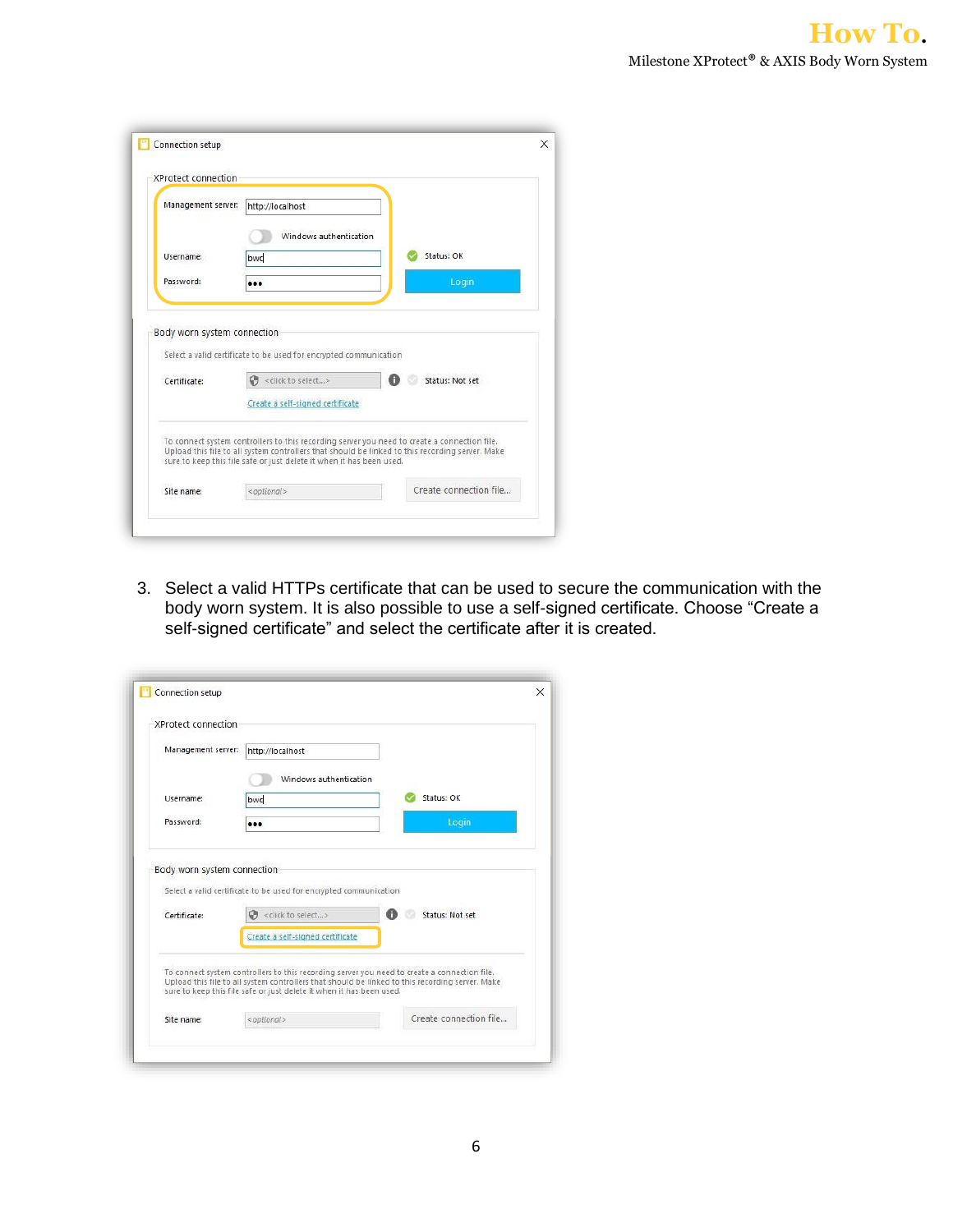3. Select a valid HTTPs certificate that can be used to secure the communication with the body worn system. It is also possible to use a self-signed certificate. Choose "Create a self-signed certificate" and select the certificate after it is created.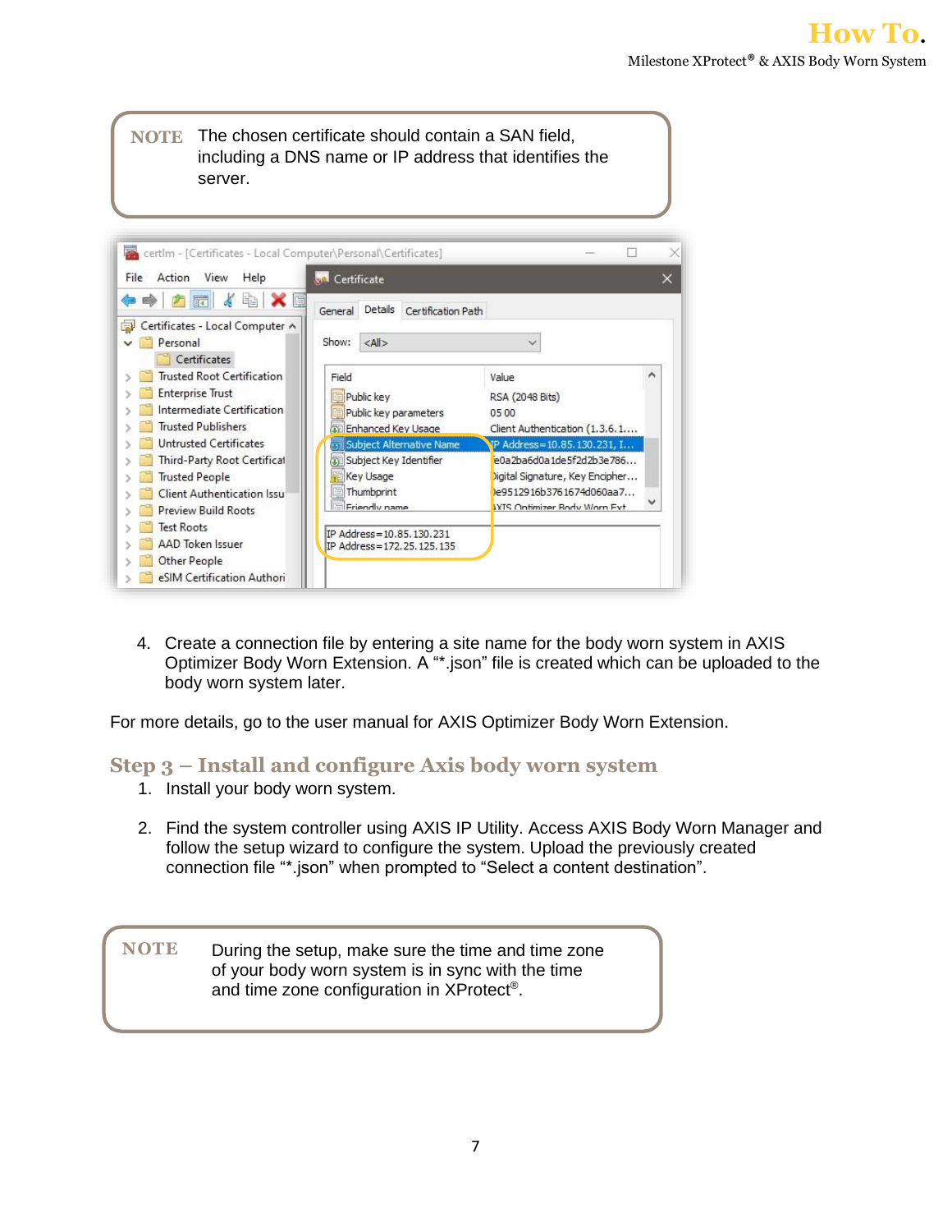> **NOTE** The chosen certificate should contain a SAN field, including a DNS name or IP address that identifies the server.

4. Create a connection file by entering a site name for the body worn system in AXIS Optimizer Body Worn Extension. A "*.json" file is created which can be uploaded to the body worn system later.

For more details, go to the user manual for AXIS Optimizer Body Worn Extension.

## Step 3 – Install and configure Axis body worn system

1. Install your body worn system.

2. Find the system controller using AXIS IP Utility. Access AXIS Body Worn Manager and follow the setup wizard to configure the system. Upload the previously created connection file "*.json" when prompted to "Select a content destination".

> **NOTE** During the setup, make sure the time and time zone of your body worn system is in sync with the time and time zone configuration in XProtect®.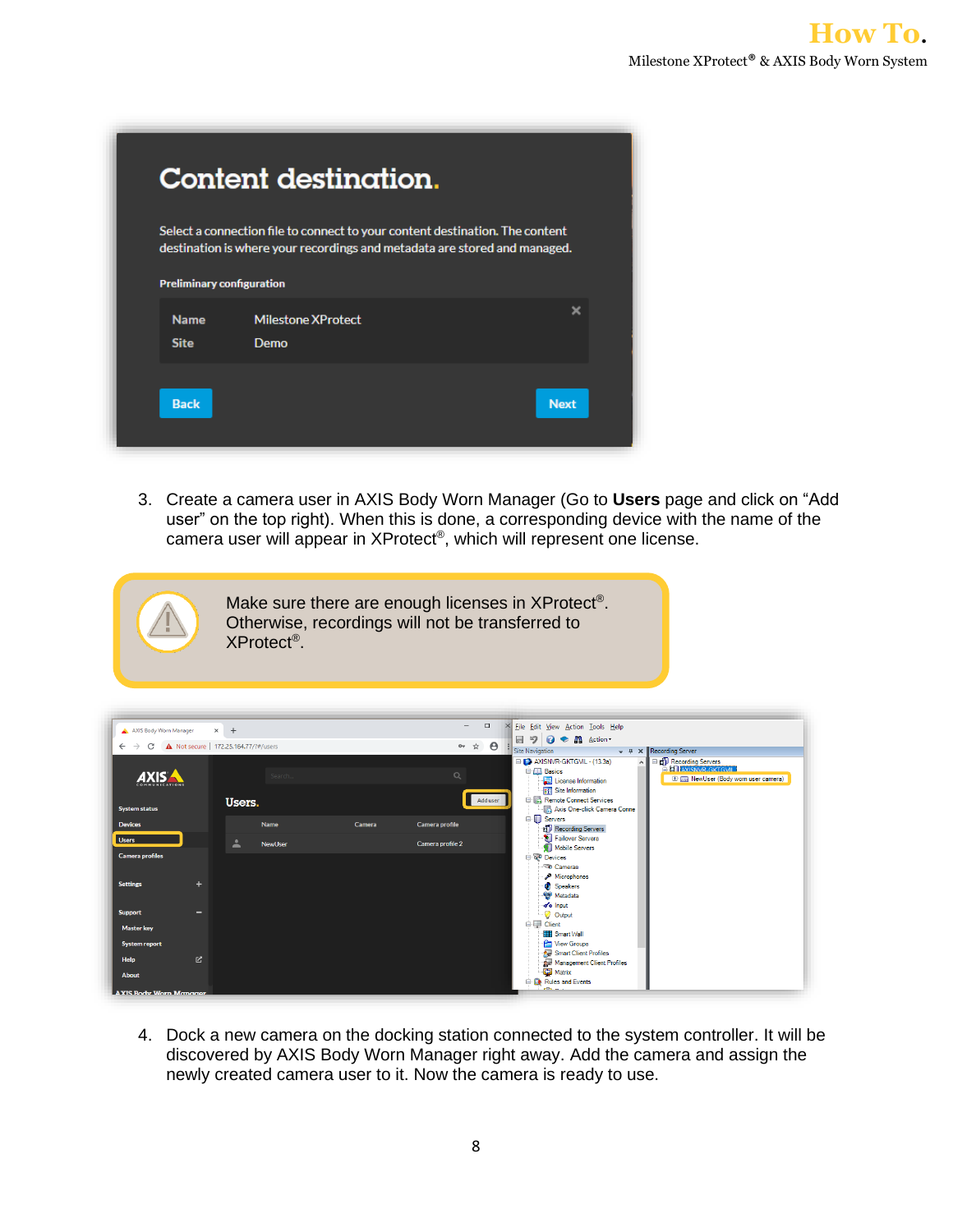3. Create a camera user in AXIS Body Worn Manager (Go to **Users** page and click on "Add user" on the top right). When this is done, a corresponding device with the name of the camera user will appear in XProtect®, which will represent one license.

> Make sure there are enough licenses in XProtect®. Otherwise, recordings will not be transferred to XProtect®.

4. Dock a new camera on the docking station connected to the system controller. It will be discovered by AXIS Body Worn Manager right away. Add the camera and assign the newly created camera user to it. Now the camera is ready to use.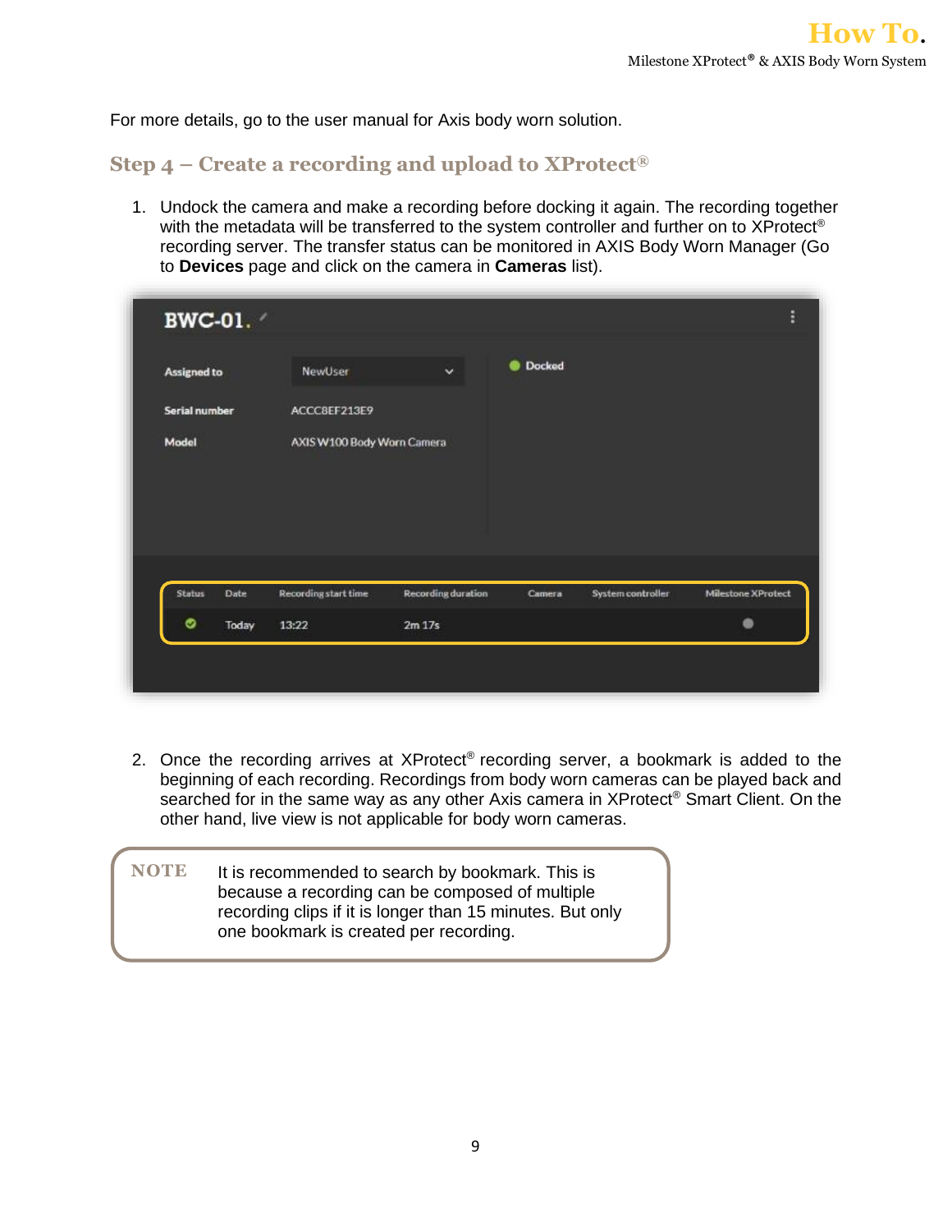For more details, go to the user manual for Axis body worn solution.

## Step 4 – Create a recording and upload to XProtect®

1. Undock the camera and make a recording before docking it again. The recording together with the metadata will be transferred to the system controller and further on to XProtect® recording server. The transfer status can be monitored in AXIS Body Worn Manager (Go to **Devices** page and click on the camera in **Cameras** list).

2. Once the recording arrives at XProtect® recording server, a bookmark is added to the beginning of each recording. Recordings from body worn cameras can be played back and searched for in the same way as any other Axis camera in XProtect® Smart Client. On the other hand, live view is not applicable for body worn cameras.

> **NOTE** It is recommended to search by bookmark. This is because a recording can be composed of multiple recording clips if it is longer than 15 minutes. But only one bookmark is created per recording.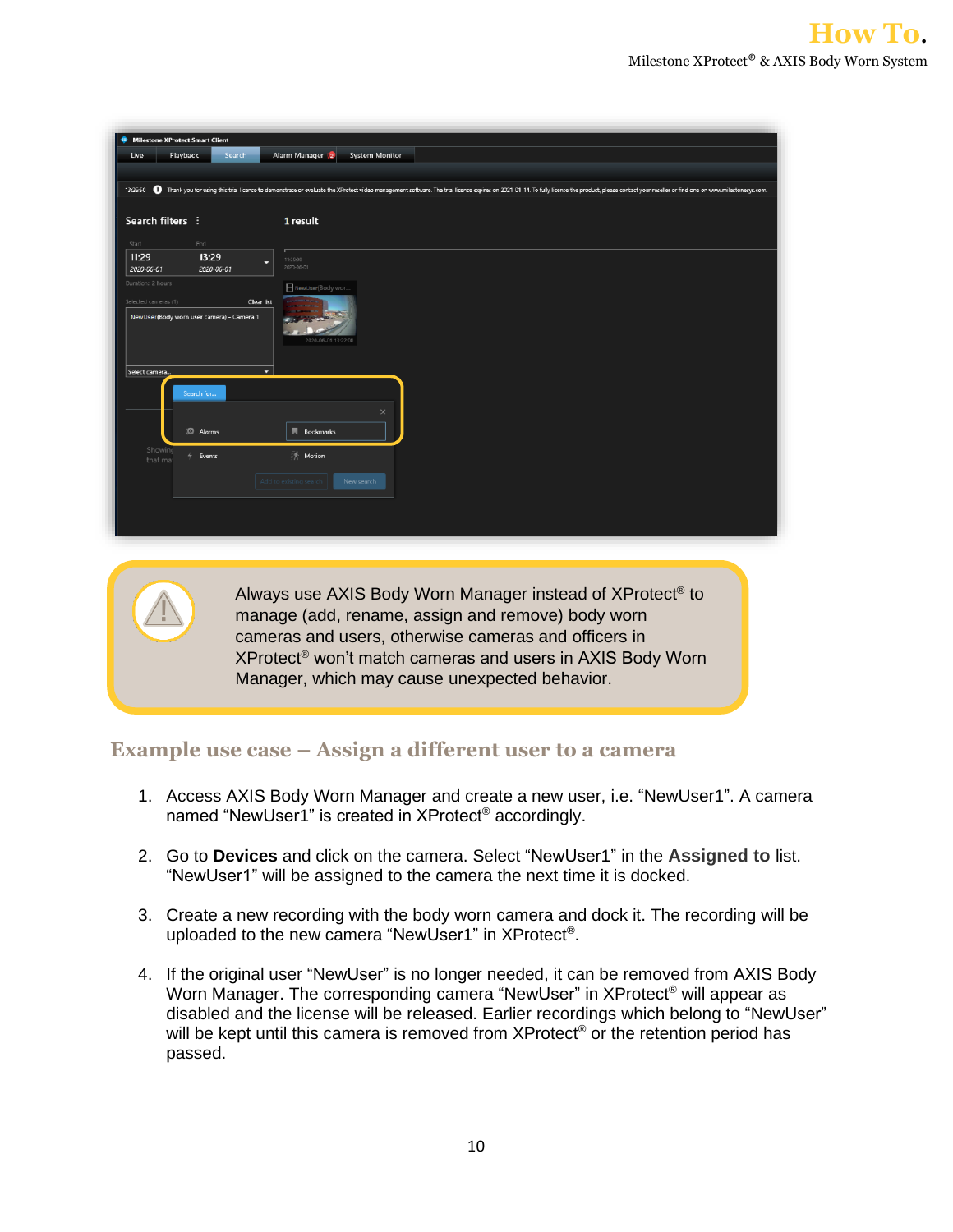> Always use AXIS Body Worn Manager instead of XProtect® to manage (add, rename, assign and remove) body worn cameras and users, otherwise cameras and officers in XProtect® won't match cameras and users in AXIS Body Worn Manager, which may cause unexpected behavior.

## Example use case – Assign a different user to a camera

1. Access AXIS Body Worn Manager and create a new user, i.e. "NewUser1". A camera named "NewUser1" is created in XProtect® accordingly.
2. Go to **Devices** and click on the camera. Select "NewUser1" in the **Assigned to** list. "NewUser1" will be assigned to the camera the next time it is docked.
3. Create a new recording with the body worn camera and dock it. The recording will be uploaded to the new camera "NewUser1" in XProtect®.
4. If the original user "NewUser" is no longer needed, it can be removed from AXIS Body Worn Manager. The corresponding camera "NewUser" in XProtect® will appear as disabled and the license will be released. Earlier recordings which belong to "NewUser" will be kept until this camera is removed from XProtect® or the retention period has passed.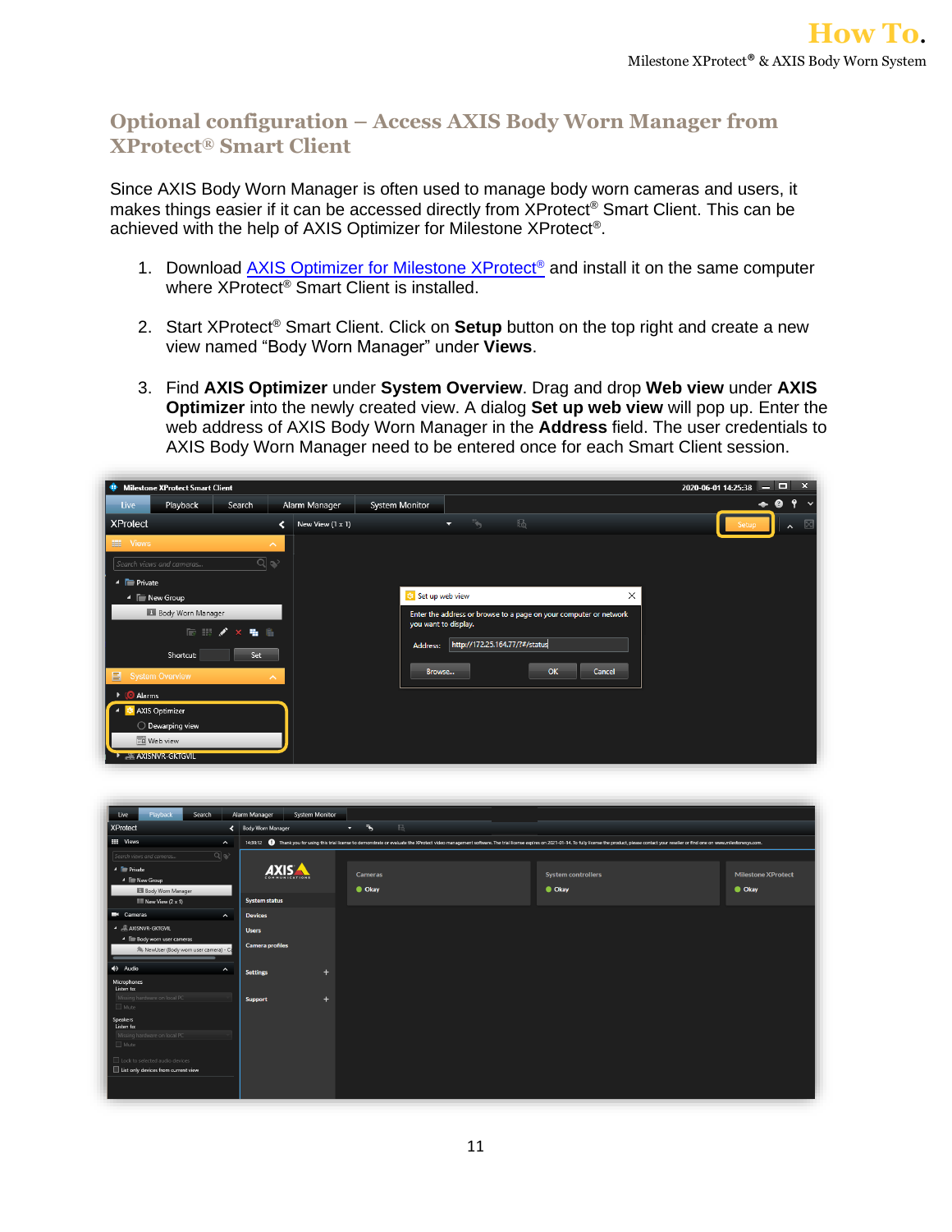## Optional configuration – Access AXIS Body Worn Manager from XProtect® Smart Client

Since AXIS Body Worn Manager is often used to manage body worn cameras and users, it makes things easier if it can be accessed directly from XProtect® Smart Client. This can be achieved with the help of AXIS Optimizer for Milestone XProtect®.

1. Download AXIS Optimizer for Milestone XProtect® and install it on the same computer where XProtect® Smart Client is installed.

2. Start XProtect® Smart Client. Click on **Setup** button on the top right and create a new view named "Body Worn Manager" under **Views**.

3. Find **AXIS Optimizer** under **System Overview**. Drag and drop **Web view** under **AXIS Optimizer** into the newly created view. A dialog **Set up web view** will pop up. Enter the web address of AXIS Body Worn Manager in the **Address** field. The user credentials to AXIS Body Worn Manager need to be entered once for each Smart Client session.